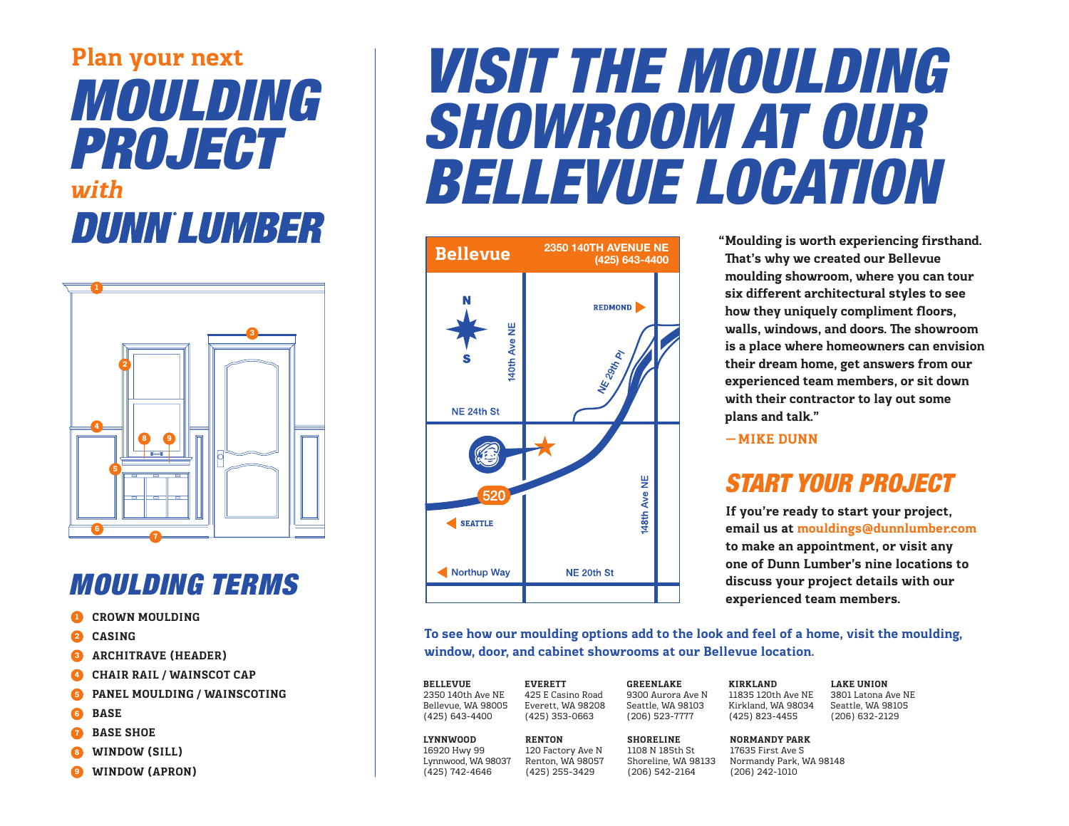Plan your next

# MOULDING PROJECT *with* DUNN LUMBER

## MOULDING TERMS

1. CROWN MOULDING
2. CASING
3. ARCHITRAVE (HEADER)
4. CHAIR RAIL / WAINSCOT CAP
5. PANEL MOULDING / WAINSCOTING
6. BASE
7. BASE SHOE
8. WINDOW (SILL)
9. WINDOW (APRON)

# VISIT THE MOULDING SHOWROOM AT OUR BELLEVUE LOCATION

**Bellevue**
2350 140TH AVENUE NE
(425) 643-4400

**"Moulding is worth experiencing firsthand. That's why we created our Bellevue moulding showroom, where you can tour six different architectural styles to see how they uniquely compliment floors, walls, windows, and doors. The showroom is a place where homeowners can envision their dream home, get answers from our experienced team members, or sit down with their contractor to lay out some plans and talk."**

**— MIKE DUNN**

## START YOUR PROJECT

**If you're ready to start your project, email us at mouldings@dunnlumber.com to make an appointment, or visit any one of Dunn Lumber's nine locations to discuss your project details with our experienced team members.**

**To see how our moulding options add to the look and feel of a home, visit the moulding, window, door, and cabinet showrooms at our Bellevue location.**

**BELLEVUE**
2350 140th Ave NE
Bellevue, WA 98005
(425) 643-4400

**EVERETT**
425 E Casino Road
Everett, WA 98208
(425) 353-0663

**GREENLAKE**
9300 Aurora Ave N
Seattle, WA 98103
(206) 523-7777

**KIRKLAND**
11835 120th Ave NE
Kirkland, WA 98034
(425) 823-4455

**LAKE UNION**
3801 Latona Ave NE
Seattle, WA 98105
(206) 632-2129

**LYNNWOOD**
16920 Hwy 99
Lynnwood, WA 98037
(425) 742-4646

**RENTON**
120 Factory Ave N
Renton, WA 98057
(425) 255-3429

**SHORELINE**
1108 N 185th St
Shoreline, WA 98133
(206) 542-2164

**NORMANDY PARK**
17635 First Ave S
Normandy Park, WA 98148
(206) 242-1010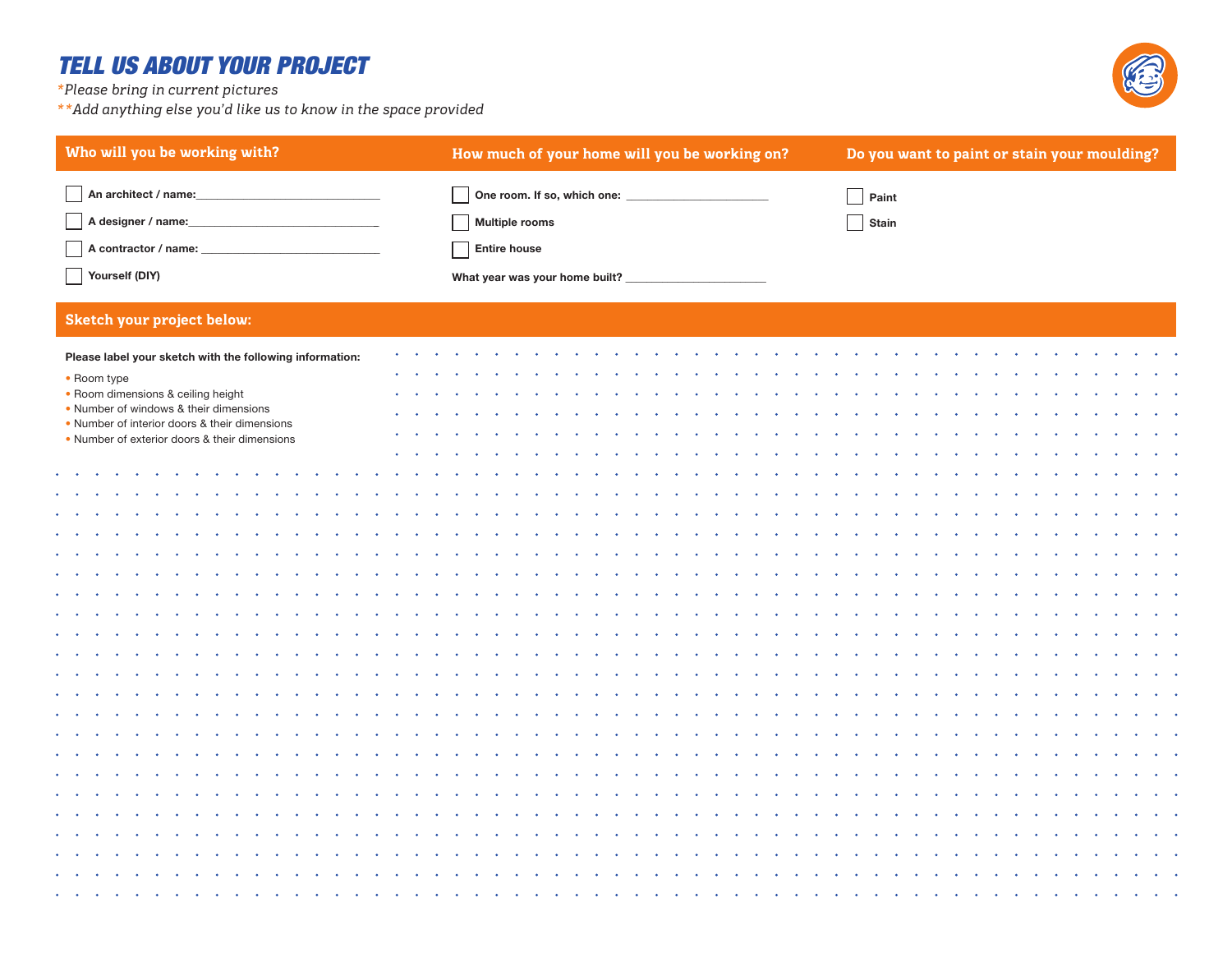# TELL US ABOUT YOUR PROJECT

*Please bring in current pictures

**Add anything else you'd like us to know in the space provided

## Who will you be working with?

- ☐ **An architect / name:**\_\_\_\_\_\_\_\_\_\_\_\_\_\_\_\_\_\_\_\_\_\_\_\_\_\_\_\_
- ☐ **A designer / name:**\_\_\_\_\_\_\_\_\_\_\_\_\_\_\_\_\_\_\_\_\_\_\_\_\_\_\_\_
- ☐ **A contractor / name:** \_\_\_\_\_\_\_\_\_\_\_\_\_\_\_\_\_\_\_\_\_\_\_\_\_\_\_\_
- ☐ **Yourself (DIY)**

## How much of your home will you be working on?

- ☐ **One room. If so, which one:** \_\_\_\_\_\_\_\_\_\_\_\_\_\_\_\_\_\_\_\_\_\_
- ☐ **Multiple rooms**
- ☐ **Entire house**

**What year was your home built?** \_\_\_\_\_\_\_\_\_\_\_\_\_\_\_\_\_\_\_\_\_\_

## Do you want to paint or stain your moulding?

- ☐ **Paint**
- ☐ **Stain**

## Sketch your project below:

**Please label your sketch with the following information:**

- Room type
- Room dimensions & ceiling height
- Number of windows & their dimensions
- Number of interior doors & their dimensions
- Number of exterior doors & their dimensions